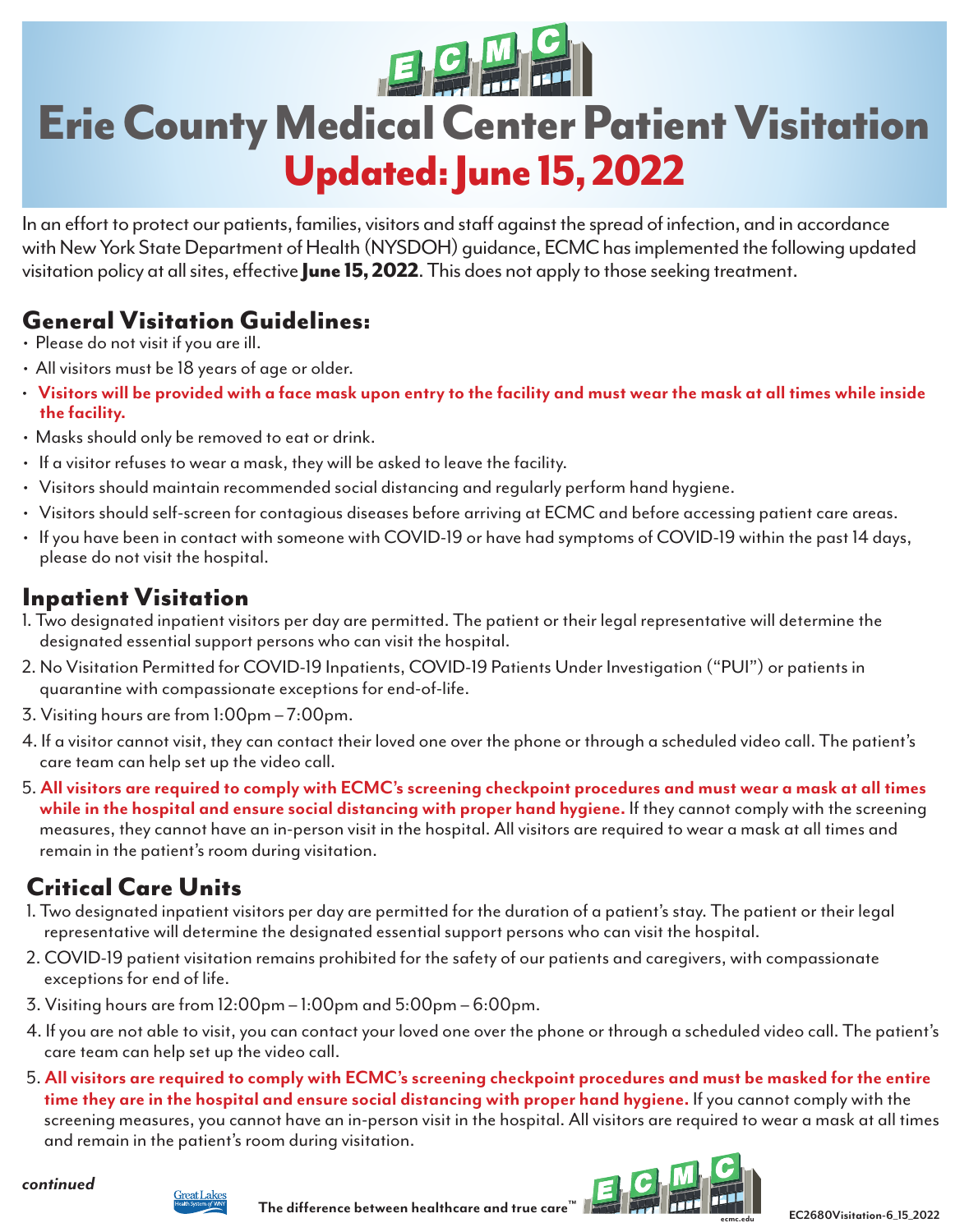# Erie County Medical Center Patient Visitation

## Updated: June 15, 2022

In an effort to protect our patients, families, visitors and staff against the spread of infection, and in accordance with New York State Department of Health (NYSDOH) guidance, ECMC has implemented the following updated visitation policy at all sites, effective **June 15, 2022**. This does not apply to those seeking treatment.

## General Visitation Guidelines:

- Please do not visit if you are ill.
- All visitors must be 18 years of age or older.
- **Visitors will be provided with a face mask upon entry to the facility and must wear the mask at all times while inside the facility.**
- Masks should only be removed to eat or drink.
- If a visitor refuses to wear a mask, they will be asked to leave the facility.
- Visitors should maintain recommended social distancing and regularly perform hand hygiene.
- Visitors should self-screen for contagious diseases before arriving at ECMC and before accessing patient care areas.
- If you have been in contact with someone with COVID-19 or have had symptoms of COVID-19 within the past 14 days, please do not visit the hospital.

## Inpatient Visitation

1. Two designated inpatient visitors per day are permitted. The patient or their legal representative will determine the designated essential support persons who can visit the hospital.
2. No Visitation Permitted for COVID-19 Inpatients, COVID-19 Patients Under Investigation ("PUI") or patients in quarantine with compassionate exceptions for end-of-life.
3. Visiting hours are from 1:00pm – 7:00pm.
4. If a visitor cannot visit, they can contact their loved one over the phone or through a scheduled video call. The patient's care team can help set up the video call.
5. **All visitors are required to comply with ECMC's screening checkpoint procedures and must wear a mask at all times while in the hospital and ensure social distancing with proper hand hygiene.** If they cannot comply with the screening measures, they cannot have an in-person visit in the hospital. All visitors are required to wear a mask at all times and remain in the patient's room during visitation.

## Critical Care Units

1. Two designated inpatient visitors per day are permitted for the duration of a patient's stay. The patient or their legal representative will determine the designated essential support persons who can visit the hospital.
2. COVID-19 patient visitation remains prohibited for the safety of our patients and caregivers, with compassionate exceptions for end of life.
3. Visiting hours are from 12:00pm – 1:00pm and 5:00pm – 6:00pm.
4. If you are not able to visit, you can contact your loved one over the phone or through a scheduled video call. The patient's care team can help set up the video call.
5. **All visitors are required to comply with ECMC's screening checkpoint procedures and must be masked for the entire time they are in the hospital and ensure social distancing with proper hand hygiene.** If you cannot comply with the screening measures, you cannot have an in-person visit in the hospital. All visitors are required to wear a mask at all times and remain in the patient's room during visitation.

*continued*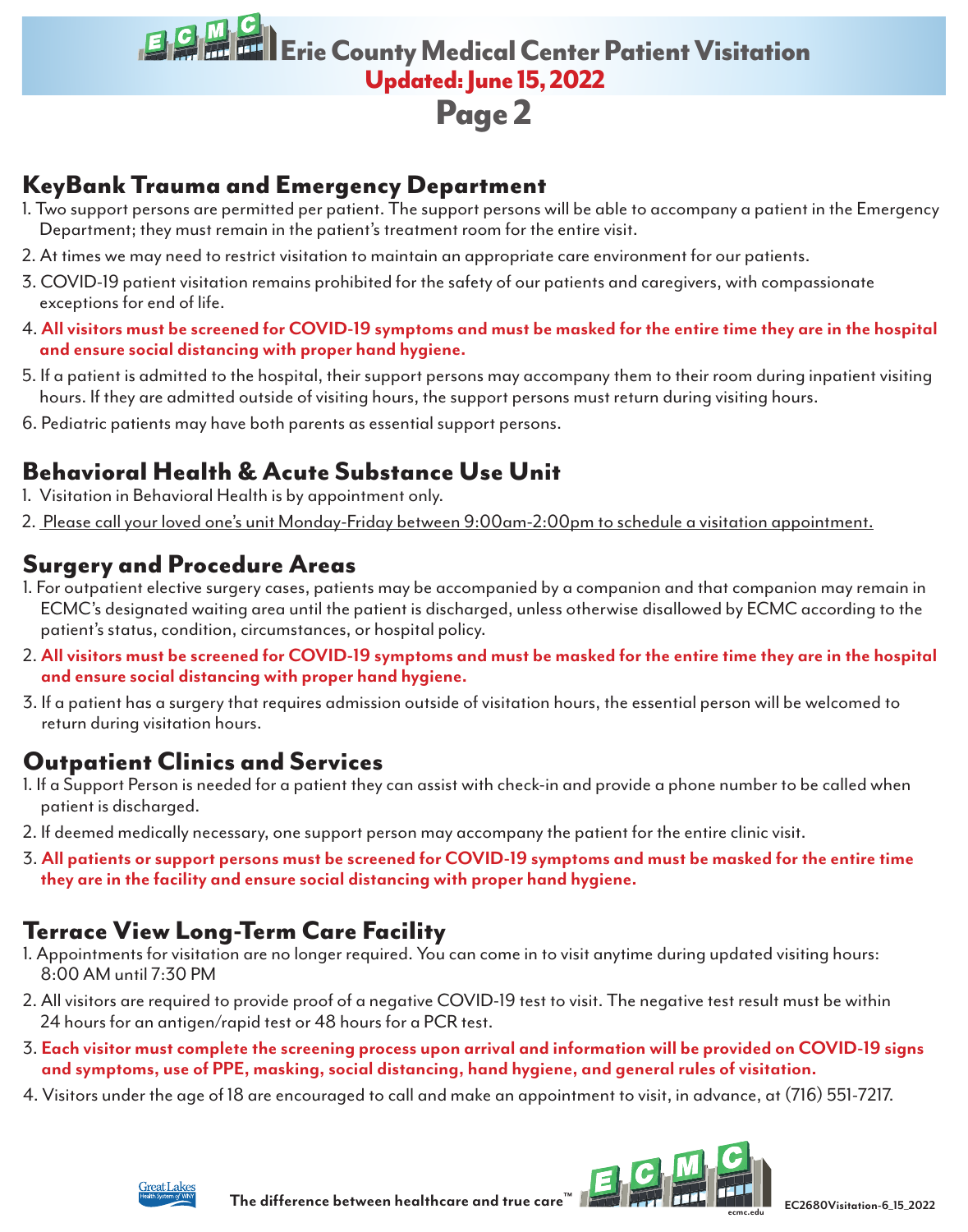# Erie County Medical Center Patient Visitation

**Updated: June 15, 2022**

## Page 2

## KeyBank Trauma and Emergency Department

1. Two support persons are permitted per patient. The support persons will be able to accompany a patient in the Emergency Department; they must remain in the patient's treatment room for the entire visit.
2. At times we may need to restrict visitation to maintain an appropriate care environment for our patients.
3. COVID-19 patient visitation remains prohibited for the safety of our patients and caregivers, with compassionate exceptions for end of life.
4. **All visitors must be screened for COVID-19 symptoms and must be masked for the entire time they are in the hospital and ensure social distancing with proper hand hygiene.**
5. If a patient is admitted to the hospital, their support persons may accompany them to their room during inpatient visiting hours. If they are admitted outside of visiting hours, the support persons must return during visiting hours.
6. Pediatric patients may have both parents as essential support persons.

## Behavioral Health & Acute Substance Use Unit

1. Visitation in Behavioral Health is by appointment only.
2. Please call your loved one's unit Monday-Friday between 9:00am-2:00pm to schedule a visitation appointment.

## Surgery and Procedure Areas

1. For outpatient elective surgery cases, patients may be accompanied by a companion and that companion may remain in ECMC's designated waiting area until the patient is discharged, unless otherwise disallowed by ECMC according to the patient's status, condition, circumstances, or hospital policy.
2. **All visitors must be screened for COVID-19 symptoms and must be masked for the entire time they are in the hospital and ensure social distancing with proper hand hygiene.**
3. If a patient has a surgery that requires admission outside of visitation hours, the essential person will be welcomed to return during visitation hours.

## Outpatient Clinics and Services

1. If a Support Person is needed for a patient they can assist with check-in and provide a phone number to be called when patient is discharged.
2. If deemed medically necessary, one support person may accompany the patient for the entire clinic visit.
3. **All patients or support persons must be screened for COVID-19 symptoms and must be masked for the entire time they are in the facility and ensure social distancing with proper hand hygiene.**

## Terrace View Long-Term Care Facility

1. Appointments for visitation are no longer required. You can come in to visit anytime during updated visiting hours: 8:00 AM until 7:30 PM
2. All visitors are required to provide proof of a negative COVID-19 test to visit. The negative test result must be within 24 hours for an antigen/rapid test or 48 hours for a PCR test.
3. **Each visitor must complete the screening process upon arrival and information will be provided on COVID-19 signs and symptoms, use of PPE, masking, social distancing, hand hygiene, and general rules of visitation.**
4. Visitors under the age of 18 are encouraged to call and make an appointment to visit, in advance, at (716) 551-7217.

Great Lakes Health System of WNY

**The difference between healthcare and true care™**

ecmc.edu

EC2680Visitation-6_15_2022